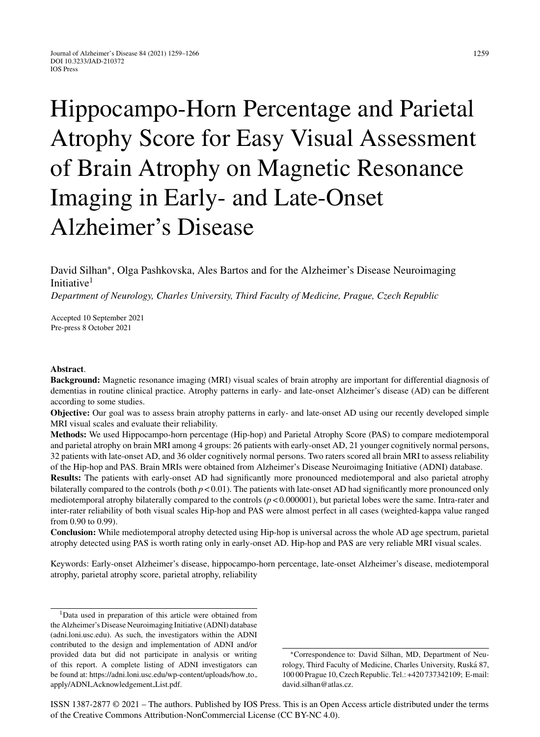# Hippocampo-Horn Percentage and Parietal Atrophy Score for Easy Visual Assessment of Brain Atrophy on Magnetic Resonance Imaging in Early- and Late-Onset Alzheimer's Disease

David Silhan*, Olga Pashkovska, Ales Bartos and for the Alzheimer's Disease Neuroimaging Initiative[1]

*Department of Neurology, Charles University, Third Faculty of Medicine, Prague, Czech Republic*

Accepted 10 September 2021
Pre-press 8 October 2021

**Abstract**.

**Background:** Magnetic resonance imaging (MRI) visual scales of brain atrophy are important for differential diagnosis of dementias in routine clinical practice. Atrophy patterns in early- and late-onset Alzheimer's disease (AD) can be different according to some studies.

**Objective:** Our goal was to assess brain atrophy patterns in early- and late-onset AD using our recently developed simple MRI visual scales and evaluate their reliability.

**Methods:** We used Hippocampo-horn percentage (Hip-hop) and Parietal Atrophy Score (PAS) to compare mediotemporal and parietal atrophy on brain MRI among 4 groups: 26 patients with early-onset AD, 21 younger cognitively normal persons, 32 patients with late-onset AD, and 36 older cognitively normal persons. Two raters scored all brain MRI to assess reliability of the Hip-hop and PAS. Brain MRIs were obtained from Alzheimer's Disease Neuroimaging Initiative (ADNI) database.

**Results:** The patients with early-onset AD had significantly more pronounced mediotemporal and also parietal atrophy bilaterally compared to the controls (both $p < 0.01$). The patients with late-onset AD had significantly more pronounced only mediotemporal atrophy bilaterally compared to the controls ($p < 0.000001$), but parietal lobes were the same. Intra-rater and inter-rater reliability of both visual scales Hip-hop and PAS were almost perfect in all cases (weighted-kappa value ranged from 0.90 to 0.99).

**Conclusion:** While mediotemporal atrophy detected using Hip-hop is universal across the whole AD age spectrum, parietal atrophy detected using PAS is worth rating only in early-onset AD. Hip-hop and PAS are very reliable MRI visual scales.

Keywords: Early-onset Alzheimer's disease, hippocampo-horn percentage, late-onset Alzheimer's disease, mediotemporal atrophy, parietal atrophy score, parietal atrophy, reliability

[1]Data used in preparation of this article were obtained from the Alzheimer's Disease Neuroimaging Initiative (ADNI) database (adni.loni.usc.edu). As such, the investigators within the ADNI contributed to the design and implementation of ADNI and/or provided data but did not participate in analysis or writing of this report. A complete listing of ADNI investigators can be found at: https://adni.loni.usc.edu/wp-content/uploads/how_to_apply/ADNI_Acknowledgement_List.pdf.

*Correspondence to: David Silhan, MD, Department of Neurology, Third Faculty of Medicine, Charles University, Ruská 87, 100 00 Prague 10, Czech Republic. Tel.: +420 737342109; E-mail: david.silhan@atlas.cz.

ISSN 1387-2877 © 2021 – The authors. Published by IOS Press. This is an Open Access article distributed under the terms of the Creative Commons Attribution-NonCommercial License (CC BY-NC 4.0).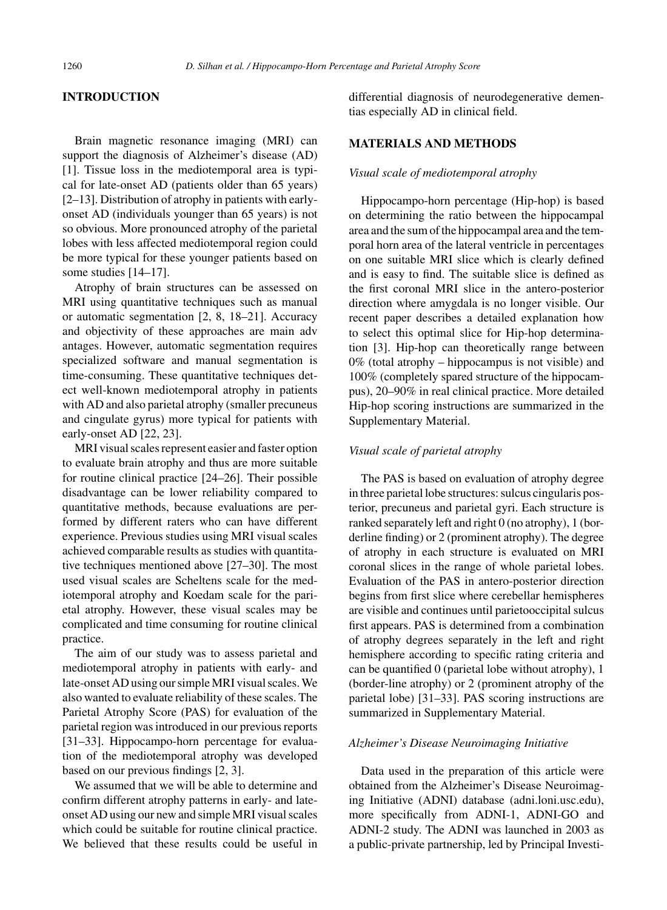## INTRODUCTION

Brain magnetic resonance imaging (MRI) can support the diagnosis of Alzheimer's disease (AD) [1]. Tissue loss in the mediotemporal area is typical for late-onset AD (patients older than 65 years) [2–13]. Distribution of atrophy in patients with early-onset AD (individuals younger than 65 years) is not so obvious. More pronounced atrophy of the parietal lobes with less affected mediotemporal region could be more typical for these younger patients based on some studies [14–17].

Atrophy of brain structures can be assessed on MRI using quantitative techniques such as manual or automatic segmentation [2, 8, 18–21]. Accuracy and objectivity of these approaches are main adv antages. However, automatic segmentation requires specialized software and manual segmentation is time-consuming. These quantitative techniques detect well-known mediotemporal atrophy in patients with AD and also parietal atrophy (smaller precuneus and cingulate gyrus) more typical for patients with early-onset AD [22, 23].

MRI visual scales represent easier and faster option to evaluate brain atrophy and thus are more suitable for routine clinical practice [24–26]. Their possible disadvantage can be lower reliability compared to quantitative methods, because evaluations are performed by different raters who can have different experience. Previous studies using MRI visual scales achieved comparable results as studies with quantitative techniques mentioned above [27–30]. The most used visual scales are Scheltens scale for the mediotemporal atrophy and Koedam scale for the parietal atrophy. However, these visual scales may be complicated and time consuming for routine clinical practice.

The aim of our study was to assess parietal and mediotemporal atrophy in patients with early- and late-onset AD using our simple MRI visual scales. We also wanted to evaluate reliability of these scales. The Parietal Atrophy Score (PAS) for evaluation of the parietal region was introduced in our previous reports [31–33]. Hippocampo-horn percentage for evaluation of the mediotemporal atrophy was developed based on our previous findings [2, 3].

We assumed that we will be able to determine and confirm different atrophy patterns in early- and late-onset AD using our new and simple MRI visual scales which could be suitable for routine clinical practice. We believed that these results could be useful in differential diagnosis of neurodegenerative dementias especially AD in clinical field.

## MATERIALS AND METHODS

### *Visual scale of mediotemporal atrophy*

Hippocampo-horn percentage (Hip-hop) is based on determining the ratio between the hippocampal area and the sum of the hippocampal area and the temporal horn area of the lateral ventricle in percentages on one suitable MRI slice which is clearly defined and is easy to find. The suitable slice is defined as the first coronal MRI slice in the antero-posterior direction where amygdala is no longer visible. Our recent paper describes a detailed explanation how to select this optimal slice for Hip-hop determination [3]. Hip-hop can theoretically range between 0% (total atrophy – hippocampus is not visible) and 100% (completely spared structure of the hippocampus), 20–90% in real clinical practice. More detailed Hip-hop scoring instructions are summarized in the Supplementary Material.

### *Visual scale of parietal atrophy*

The PAS is based on evaluation of atrophy degree in three parietal lobe structures: sulcus cingularis posterior, precuneus and parietal gyri. Each structure is ranked separately left and right 0 (no atrophy), 1 (borderline finding) or 2 (prominent atrophy). The degree of atrophy in each structure is evaluated on MRI coronal slices in the range of whole parietal lobes. Evaluation of the PAS in antero-posterior direction begins from first slice where cerebellar hemispheres are visible and continues until parietooccipital sulcus first appears. PAS is determined from a combination of atrophy degrees separately in the left and right hemisphere according to specific rating criteria and can be quantified 0 (parietal lobe without atrophy), 1 (border-line atrophy) or 2 (prominent atrophy of the parietal lobe) [31–33]. PAS scoring instructions are summarized in Supplementary Material.

### *Alzheimer's Disease Neuroimaging Initiative*

Data used in the preparation of this article were obtained from the Alzheimer's Disease Neuroimaging Initiative (ADNI) database (adni.loni.usc.edu), more specifically from ADNI-1, ADNI-GO and ADNI-2 study. The ADNI was launched in 2003 as a public-private partnership, led by Principal Investi-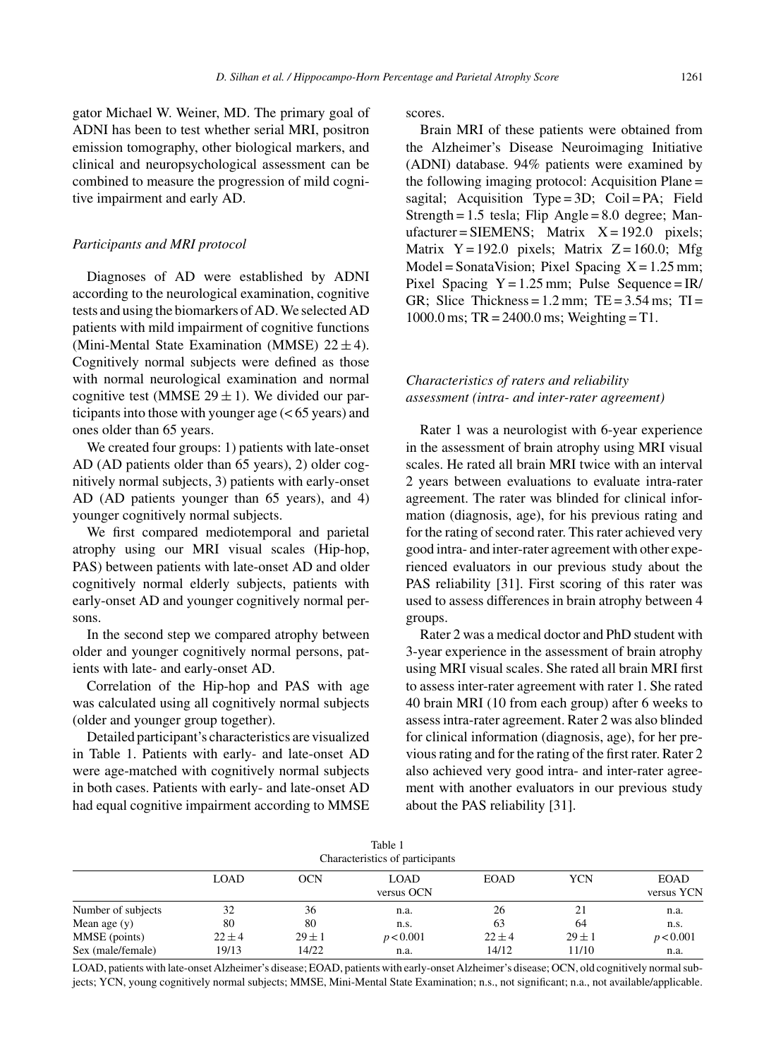gator Michael W. Weiner, MD. The primary goal of ADNI has been to test whether serial MRI, positron emission tomography, other biological markers, and clinical and neuropsychological assessment can be combined to measure the progression of mild cognitive impairment and early AD.

### *Participants and MRI protocol*

Diagnoses of AD were established by ADNI according to the neurological examination, cognitive tests and using the biomarkers of AD. We selected AD patients with mild impairment of cognitive functions (Mini-Mental State Examination (MMSE) $22 \pm 4$). Cognitively normal subjects were defined as those with normal neurological examination and normal cognitive test (MMSE $29 \pm 1$). We divided our participants into those with younger age (< 65 years) and ones older than 65 years.

We created four groups: 1) patients with late-onset AD (AD patients older than 65 years), 2) older cognitively normal subjects, 3) patients with early-onset AD (AD patients younger than 65 years), and 4) younger cognitively normal subjects.

We first compared mediotemporal and parietal atrophy using our MRI visual scales (Hip-hop, PAS) between patients with late-onset AD and older cognitively normal elderly subjects, patients with early-onset AD and younger cognitively normal persons.

In the second step we compared atrophy between older and younger cognitively normal persons, patients with late- and early-onset AD.

Correlation of the Hip-hop and PAS with age was calculated using all cognitively normal subjects (older and younger group together).

Detailed participant's characteristics are visualized in Table 1. Patients with early- and late-onset AD were age-matched with cognitively normal subjects in both cases. Patients with early- and late-onset AD had equal cognitive impairment according to MMSE scores.

Brain MRI of these patients were obtained from the Alzheimer's Disease Neuroimaging Initiative (ADNI) database. 94% patients were examined by the following imaging protocol: Acquisition Plane = sagital; Acquisition Type = 3D; Coil = PA; Field Strength = 1.5 tesla; Flip Angle = 8.0 degree; Manufacturer = SIEMENS; Matrix X = 192.0 pixels; Matrix Y = 192.0 pixels; Matrix Z = 160.0; Mfg Model = SonataVision; Pixel Spacing X = 1.25 mm; Pixel Spacing Y = 1.25 mm; Pulse Sequence = IR/GR; Slice Thickness = 1.2 mm; TE = 3.54 ms; TI = 1000.0 ms; TR = 2400.0 ms; Weighting = T1.

### *Characteristics of raters and reliability assessment (intra- and inter-rater agreement)*

Rater 1 was a neurologist with 6-year experience in the assessment of brain atrophy using MRI visual scales. He rated all brain MRI twice with an interval 2 years between evaluations to evaluate intra-rater agreement. The rater was blinded for clinical information (diagnosis, age), for his previous rating and for the rating of second rater. This rater achieved very good intra- and inter-rater agreement with other experienced evaluators in our previous study about the PAS reliability [31]. First scoring of this rater was used to assess differences in brain atrophy between 4 groups.

Rater 2 was a medical doctor and PhD student with 3-year experience in the assessment of brain atrophy using MRI visual scales. She rated all brain MRI first to assess inter-rater agreement with rater 1. She rated 40 brain MRI (10 from each group) after 6 weeks to assess intra-rater agreement. Rater 2 was also blinded for clinical information (diagnosis, age), for her previous rating and for the rating of the first rater. Rater 2 also achieved very good intra- and inter-rater agreement with another evaluators in our previous study about the PAS reliability [31].

Table 1
Characteristics of participants

| | LOAD | OCN | LOAD versus OCN | EOAD | YCN | EOAD versus YCN |
|---|---|---|---|---|---|---|
| Number of subjects | 32 | 36 | n.a. | 26 | 21 | n.a. |
| Mean age (y) | 80 | 80 | n.s. | 63 | 64 | n.s. |
| MMSE (points) | $22 \pm 4$ | $29 \pm 1$ | $p < 0.001$ | $22 \pm 4$ | $29 \pm 1$ | $p < 0.001$ |
| Sex (male/female) | 19/13 | 14/22 | n.a. | 14/12 | 11/10 | n.a. |

LOAD, patients with late-onset Alzheimer's disease; EOAD, patients with early-onset Alzheimer's disease; OCN, old cognitively normal subjects; YCN, young cognitively normal subjects; MMSE, Mini-Mental State Examination; n.s., not significant; n.a., not available/applicable.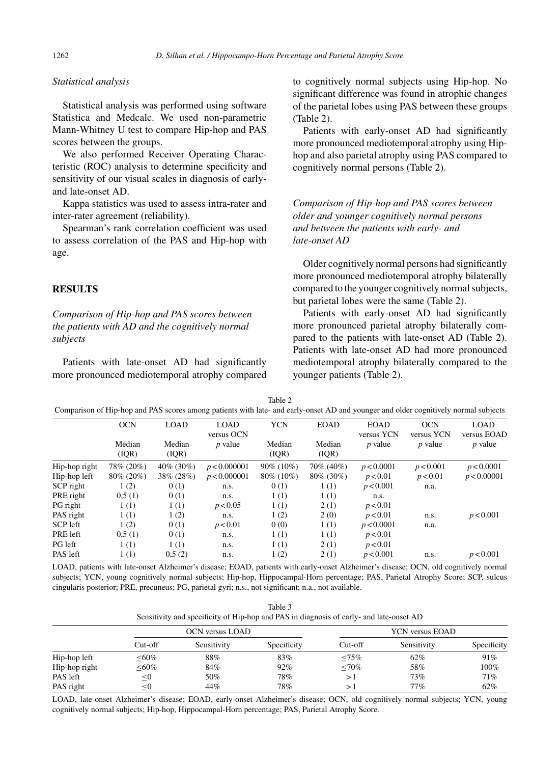*Statistical analysis*

Statistical analysis was performed using software Statistica and Medcalc. We used non-parametric Mann-Whitney U test to compare Hip-hop and PAS scores between the groups.

We also performed Receiver Operating Characteristic (ROC) analysis to determine specificity and sensitivity of our visual scales in diagnosis of early- and late-onset AD.

Kappa statistics was used to assess intra-rater and inter-rater agreement (reliability).

Spearman's rank correlation coefficient was used to assess correlation of the PAS and Hip-hop with age.

## RESULTS

*Comparison of Hip-hop and PAS scores between the patients with AD and the cognitively normal subjects*

Patients with late-onset AD had significantly more pronounced mediotemporal atrophy compared to cognitively normal subjects using Hip-hop. No significant difference was found in atrophic changes of the parietal lobes using PAS between these groups (Table 2).

Patients with early-onset AD had significantly more pronounced mediotemporal atrophy using Hip-hop and also parietal atrophy using PAS compared to cognitively normal persons (Table 2).

*Comparison of Hip-hop and PAS scores between older and younger cognitively normal persons and between the patients with early- and late-onset AD*

Older cognitively normal persons had significantly more pronounced mediotemporal atrophy bilaterally compared to the younger cognitively normal subjects, but parietal lobes were the same (Table 2).

Patients with early-onset AD had significantly more pronounced parietal atrophy bilaterally compared to the patients with late-onset AD (Table 2). Patients with late-onset AD had more pronounced mediotemporal atrophy bilaterally compared to the younger patients (Table 2).

Table 2
Comparison of Hip-hop and PAS scores among patients with late- and early-onset AD and younger and older cognitively normal subjects

| | OCN | LOAD | LOAD versus OCN | YCN | EOAD | EOAD versus YCN | OCN versus YCN | LOAD versus EOAD |
|---|---|---|---|---|---|---|---|---|
| | Median (IQR) | Median (IQR) | $p$ value | Median (IQR) | Median (IQR) | $p$ value | $p$ value | $p$ value |
| Hip-hop right | 78% (20%) | 40% (30%) | $p < 0.000001$ | 90% (10%) | 70% (40%) | $p < 0.0001$ | $p < 0.001$ | $p < 0.0001$ |
| Hip-hop left | 80% (20%) | 38% (28%) | $p < 0.000001$ | 80% (10%) | 80% (30%) | $p < 0.01$ | $p < 0.01$ | $p < 0.00001$ |
| SCP right | 1 (2) | 0 (1) | n.s. | 0 (1) | 1 (1) | $p < 0.001$ | n.a. | |
| PRE right | 0,5 (1) | 0 (1) | n.s. | 1 (1) | 1 (1) | n.s. | | |
| PG right | 1 (1) | 1 (1) | $p < 0.05$ | 1 (1) | 2 (1) | $p < 0.01$ | | |
| PAS right | 1 (1) | 1 (2) | n.s. | 1 (2) | 2 (0) | $p < 0.01$ | n.s. | $p < 0.001$ |
| SCP left | 1 (2) | 0 (1) | $p < 0.01$ | 0 (0) | 1 (1) | $p < 0.0001$ | n.a. | |
| PRE left | 0,5 (1) | 0 (1) | n.s. | 1 (1) | 1 (1) | $p < 0.01$ | | |
| PG left | 1 (1) | 1 (1) | n.s. | 1 (1) | 2 (1) | $p < 0.01$ | | |
| PAS left | 1 (1) | 0,5 (2) | n.s. | 1 (2) | 2 (1) | $p < 0.001$ | n.s. | $p < 0.001$ |

LOAD, patients with late-onset Alzheimer's disease; EOAD, patients with early-onset Alzheimer's disease; OCN, old cognitively normal subjects; YCN, young cognitively normal subjects; Hip-hop, Hippocampal-Horn percentage; PAS, Parietal Atrophy Score; SCP, sulcus cingularis posterior; PRE, precuneus; PG, parietal gyri; n.s., not significant; n.a., not available.

Table 3
Sensitivity and specificity of Hip-hop and PAS in diagnosis of early- and late-onset AD

| | OCN versus LOAD | | | YCN versus EOAD | | |
|---|---|---|---|---|---|---|
| | Cut-off | Sensitivity | Specificity | Cut-off | Sensitivity | Specificity |
| Hip-hop left | ≤60% | 88% | 83% | ≤75% | 62% | 91% |
| Hip-hop right | ≤60% | 84% | 92% | ≤70% | 58% | 100% |
| PAS left | ≤0 | 50% | 78% | >1 | 73% | 71% |
| PAS right | ≤0 | 44% | 78% | >1 | 77% | 62% |

LOAD, late-onset Alzheimer's disease; EOAD, early-onset Alzheimer's disease; OCN, old cognitively normal subjects; YCN, young cognitively normal subjects; Hip-hop, Hippocampal-Horn percentage; PAS, Parietal Atrophy Score.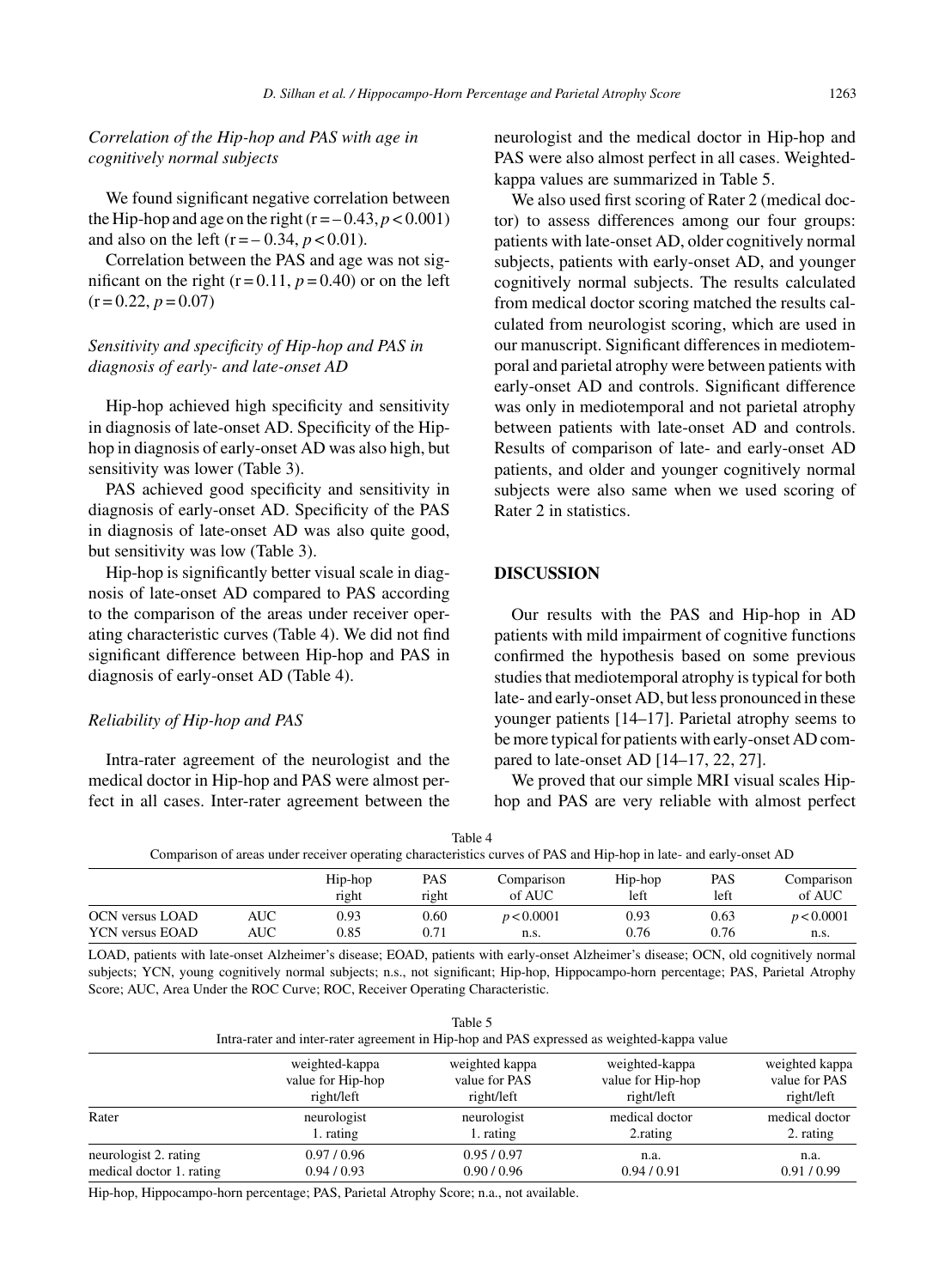### *Correlation of the Hip-hop and PAS with age in cognitively normal subjects*

We found significant negative correlation between the Hip-hop and age on the right ($r = -0.43$, $p < 0.001$) and also on the left ($r = -0.34$, $p < 0.01$).

Correlation between the PAS and age was not significant on the right ($r = 0.11$, $p = 0.40$) or on the left ($r = 0.22$, $p = 0.07$)

### *Sensitivity and specificity of Hip-hop and PAS in diagnosis of early- and late-onset AD*

Hip-hop achieved high specificity and sensitivity in diagnosis of late-onset AD. Specificity of the Hip-hop in diagnosis of early-onset AD was also high, but sensitivity was lower (Table 3).

PAS achieved good specificity and sensitivity in diagnosis of early-onset AD. Specificity of the PAS in diagnosis of late-onset AD was also quite good, but sensitivity was low (Table 3).

Hip-hop is significantly better visual scale in diagnosis of late-onset AD compared to PAS according to the comparison of the areas under receiver operating characteristic curves (Table 4). We did not find significant difference between Hip-hop and PAS in diagnosis of early-onset AD (Table 4).

### *Reliability of Hip-hop and PAS*

Intra-rater agreement of the neurologist and the medical doctor in Hip-hop and PAS were almost perfect in all cases. Inter-rater agreement between the neurologist and the medical doctor in Hip-hop and PAS were also almost perfect in all cases. Weighted-kappa values are summarized in Table 5.

We also used first scoring of Rater 2 (medical doctor) to assess differences among our four groups: patients with late-onset AD, older cognitively normal subjects, patients with early-onset AD, and younger cognitively normal subjects. The results calculated from medical doctor scoring matched the results calculated from neurologist scoring, which are used in our manuscript. Significant differences in mediotemporal and parietal atrophy were between patients with early-onset AD and controls. Significant difference was only in mediotemporal and not parietal atrophy between patients with late-onset AD and controls. Results of comparison of late- and early-onset AD patients, and older and younger cognitively normal subjects were also same when we used scoring of Rater 2 in statistics.

## DISCUSSION

Our results with the PAS and Hip-hop in AD patients with mild impairment of cognitive functions confirmed the hypothesis based on some previous studies that mediotemporal atrophy is typical for both late- and early-onset AD, but less pronounced in these younger patients [14–17]. Parietal atrophy seems to be more typical for patients with early-onset AD compared to late-onset AD [14–17, 22, 27].

We proved that our simple MRI visual scales Hip-hop and PAS are very reliable with almost perfect

Table 4
Comparison of areas under receiver operating characteristics curves of PAS and Hip-hop in late- and early-onset AD

| | | Hip-hop right | PAS right | Comparison of AUC | Hip-hop left | PAS left | Comparison of AUC |
|---|---|---|---|---|---|---|---|
| OCN versus LOAD | AUC | 0.93 | 0.60 | $p < 0.0001$ | 0.93 | 0.63 | $p < 0.0001$ |
| YCN versus EOAD | AUC | 0.85 | 0.71 | n.s. | 0.76 | 0.76 | n.s. |

LOAD, patients with late-onset Alzheimer's disease; EOAD, patients with early-onset Alzheimer's disease; OCN, old cognitively normal subjects; YCN, young cognitively normal subjects; n.s., not significant; Hip-hop, Hippocampo-horn percentage; PAS, Parietal Atrophy Score; AUC, Area Under the ROC Curve; ROC, Receiver Operating Characteristic.

Table 5
Intra-rater and inter-rater agreement in Hip-hop and PAS expressed as weighted-kappa value

| | weighted-kappa value for Hip-hop right/left | weighted kappa value for PAS right/left | weighted-kappa value for Hip-hop right/left | weighted kappa value for PAS right/left |
|---|---|---|---|---|
| Rater | neurologist 1. rating | neurologist 1. rating | medical doctor 2.rating | medical doctor 2. rating |
| neurologist 2. rating | 0.97 / 0.96 | 0.95 / 0.97 | n.a. | n.a. |
| medical doctor 1. rating | 0.94 / 0.93 | 0.90 / 0.96 | 0.94 / 0.91 | 0.91 / 0.99 |

Hip-hop, Hippocampo-horn percentage; PAS, Parietal Atrophy Score; n.a., not available.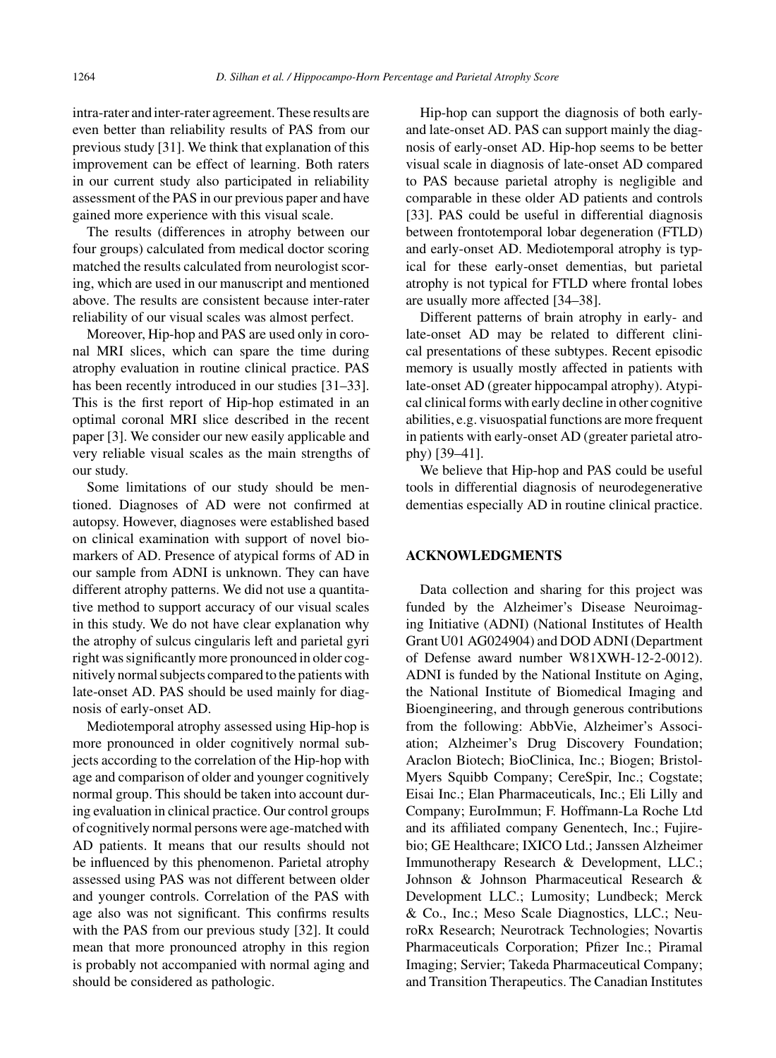intra-rater and inter-rater agreement. These results are even better than reliability results of PAS from our previous study [31]. We think that explanation of this improvement can be effect of learning. Both raters in our current study also participated in reliability assessment of the PAS in our previous paper and have gained more experience with this visual scale.

The results (differences in atrophy between our four groups) calculated from medical doctor scoring matched the results calculated from neurologist scoring, which are used in our manuscript and mentioned above. The results are consistent because inter-rater reliability of our visual scales was almost perfect.

Moreover, Hip-hop and PAS are used only in coronal MRI slices, which can spare the time during atrophy evaluation in routine clinical practice. PAS has been recently introduced in our studies [31–33]. This is the first report of Hip-hop estimated in an optimal coronal MRI slice described in the recent paper [3]. We consider our new easily applicable and very reliable visual scales as the main strengths of our study.

Some limitations of our study should be mentioned. Diagnoses of AD were not confirmed at autopsy. However, diagnoses were established based on clinical examination with support of novel biomarkers of AD. Presence of atypical forms of AD in our sample from ADNI is unknown. They can have different atrophy patterns. We did not use a quantitative method to support accuracy of our visual scales in this study. We do not have clear explanation why the atrophy of sulcus cingularis left and parietal gyri right was significantly more pronounced in older cognitively normal subjects compared to the patients with late-onset AD. PAS should be used mainly for diagnosis of early-onset AD.

Mediotemporal atrophy assessed using Hip-hop is more pronounced in older cognitively normal subjects according to the correlation of the Hip-hop with age and comparison of older and younger cognitively normal group. This should be taken into account during evaluation in clinical practice. Our control groups of cognitively normal persons were age-matched with AD patients. It means that our results should not be influenced by this phenomenon. Parietal atrophy assessed using PAS was not different between older and younger controls. Correlation of the PAS with age also was not significant. This confirms results with the PAS from our previous study [32]. It could mean that more pronounced atrophy in this region is probably not accompanied with normal aging and should be considered as pathologic.

Hip-hop can support the diagnosis of both early- and late-onset AD. PAS can support mainly the diagnosis of early-onset AD. Hip-hop seems to be better visual scale in diagnosis of late-onset AD compared to PAS because parietal atrophy is negligible and comparable in these older AD patients and controls [33]. PAS could be useful in differential diagnosis between frontotemporal lobar degeneration (FTLD) and early-onset AD. Mediotemporal atrophy is typical for these early-onset dementias, but parietal atrophy is not typical for FTLD where frontal lobes are usually more affected [34–38].

Different patterns of brain atrophy in early- and late-onset AD may be related to different clinical presentations of these subtypes. Recent episodic memory is usually mostly affected in patients with late-onset AD (greater hippocampal atrophy). Atypical clinical forms with early decline in other cognitive abilities, e.g. visuospatial functions are more frequent in patients with early-onset AD (greater parietal atrophy) [39–41].

We believe that Hip-hop and PAS could be useful tools in differential diagnosis of neurodegenerative dementias especially AD in routine clinical practice.

## ACKNOWLEDGMENTS

Data collection and sharing for this project was funded by the Alzheimer's Disease Neuroimaging Initiative (ADNI) (National Institutes of Health Grant U01 AG024904) and DOD ADNI (Department of Defense award number W81XWH-12-2-0012). ADNI is funded by the National Institute on Aging, the National Institute of Biomedical Imaging and Bioengineering, and through generous contributions from the following: AbbVie, Alzheimer's Association; Alzheimer's Drug Discovery Foundation; Araclon Biotech; BioClinica, Inc.; Biogen; Bristol-Myers Squibb Company; CereSpir, Inc.; Cogstate; Eisai Inc.; Elan Pharmaceuticals, Inc.; Eli Lilly and Company; EuroImmun; F. Hoffmann-La Roche Ltd and its affiliated company Genentech, Inc.; Fujirebio; GE Healthcare; IXICO Ltd.; Janssen Alzheimer Immunotherapy Research & Development, LLC.; Johnson & Johnson Pharmaceutical Research & Development LLC.; Lumosity; Lundbeck; Merck & Co., Inc.; Meso Scale Diagnostics, LLC.; NeuroRx Research; Neurotrack Technologies; Novartis Pharmaceuticals Corporation; Pfizer Inc.; Piramal Imaging; Servier; Takeda Pharmaceutical Company; and Transition Therapeutics. The Canadian Institutes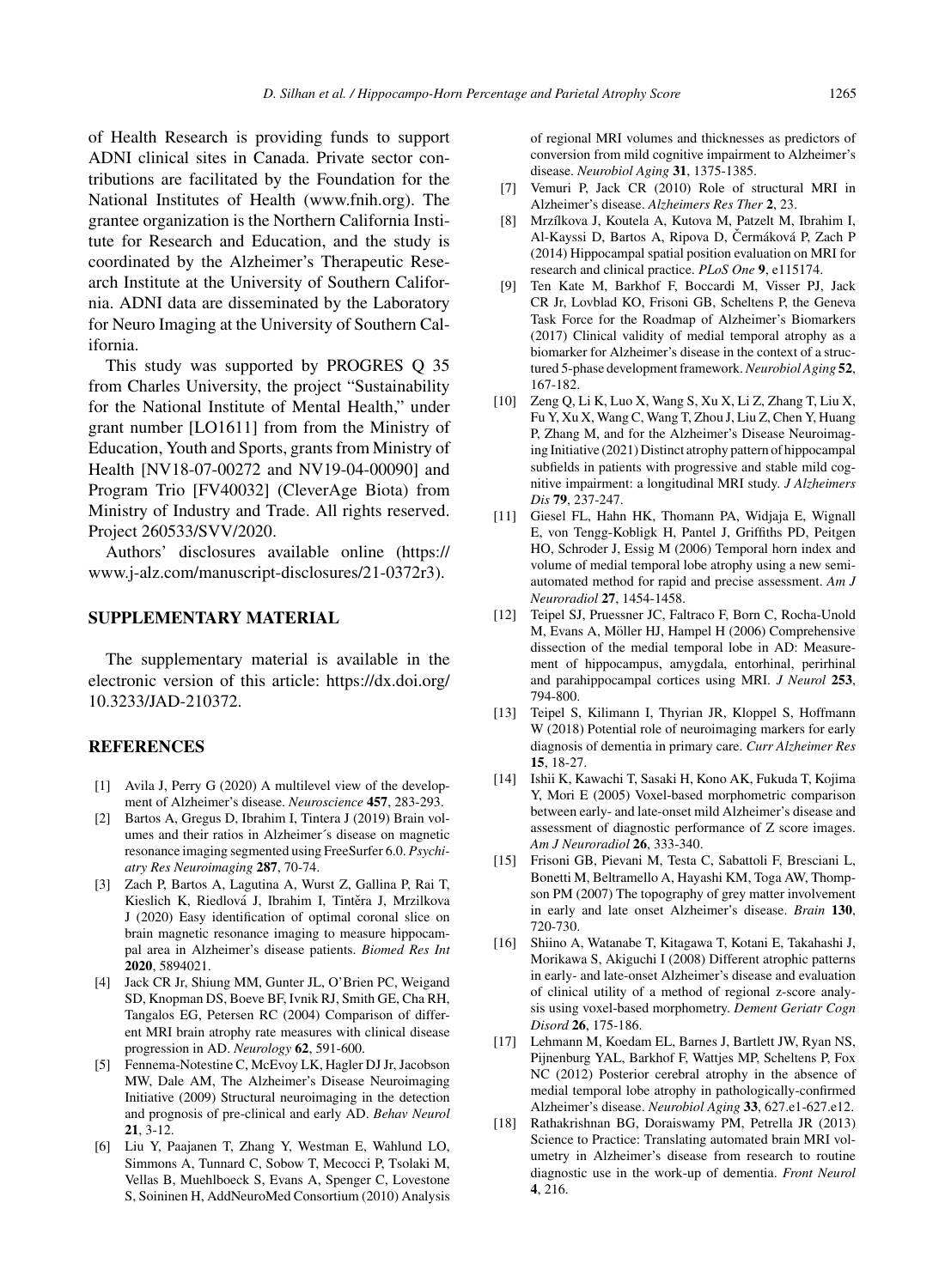of Health Research is providing funds to support ADNI clinical sites in Canada. Private sector contributions are facilitated by the Foundation for the National Institutes of Health (www.fnih.org). The grantee organization is the Northern California Institute for Research and Education, and the study is coordinated by the Alzheimer's Therapeutic Research Institute at the University of Southern California. ADNI data are disseminated by the Laboratory for Neuro Imaging at the University of Southern California.

This study was supported by PROGRES Q 35 from Charles University, the project "Sustainability for the National Institute of Mental Health," under grant number [LO1611] from from the Ministry of Education, Youth and Sports, grants from Ministry of Health [NV18-07-00272 and NV19-04-00090] and Program Trio [FV40032] (CleverAge Biota) from Ministry of Industry and Trade. All rights reserved. Project 260533/SVV/2020.

Authors' disclosures available online (https://www.j-alz.com/manuscript-disclosures/21-0372r3).

## SUPPLEMENTARY MATERIAL

The supplementary material is available in the electronic version of this article: https://dx.doi.org/10.3233/JAD-210372.

## REFERENCES

[1] Avila J, Perry G (2020) A multilevel view of the development of Alzheimer's disease. *Neuroscience* **457**, 283-293.

[2] Bartos A, Gregus D, Ibrahim I, Tintera J (2019) Brain volumes and their ratios in Alzheimer´s disease on magnetic resonance imaging segmented using FreeSurfer 6.0. *Psychiatry Res Neuroimaging* **287**, 70-74.

[3] Zach P, Bartos A, Lagutina A, Wurst Z, Gallina P, Rai T, Kieslich K, Riedlová J, Ibrahim I, Tintěra J, Mrzilkova J (2020) Easy identification of optimal coronal slice on brain magnetic resonance imaging to measure hippocampal area in Alzheimer's disease patients. *Biomed Res Int* **2020**, 5894021.

[4] Jack CR Jr, Shiung MM, Gunter JL, O'Brien PC, Weigand SD, Knopman DS, Boeve BF, Ivnik RJ, Smith GE, Cha RH, Tangalos EG, Petersen RC (2004) Comparison of different MRI brain atrophy rate measures with clinical disease progression in AD. *Neurology* **62**, 591-600.

[5] Fennema-Notestine C, McEvoy LK, Hagler DJ Jr, Jacobson MW, Dale AM, The Alzheimer's Disease Neuroimaging Initiative (2009) Structural neuroimaging in the detection and prognosis of pre-clinical and early AD. *Behav Neurol* **21**, 3-12.

[6] Liu Y, Paajanen T, Zhang Y, Westman E, Wahlund LO, Simmons A, Tunnard C, Sobow T, Mecocci P, Tsolaki M, Vellas B, Muehlboeck S, Evans A, Spenger C, Lovestone S, Soininen H, AddNeuroMed Consortium (2010) Analysis of regional MRI volumes and thicknesses as predictors of conversion from mild cognitive impairment to Alzheimer's disease. *Neurobiol Aging* **31**, 1375-1385.

[7] Vemuri P, Jack CR (2010) Role of structural MRI in Alzheimer's disease. *Alzheimers Res Ther* **2**, 23.

[8] Mrzílkova J, Koutela A, Kutova M, Patzelt M, Ibrahim I, Al-Kayssi D, Bartos A, Ripova D, Čermáková P, Zach P (2014) Hippocampal spatial position evaluation on MRI for research and clinical practice. *PLoS One* **9**, e115174.

[9] Ten Kate M, Barkhof F, Boccardi M, Visser PJ, Jack CR Jr, Lovblad KO, Frisoni GB, Scheltens P, the Geneva Task Force for the Roadmap of Alzheimer's Biomarkers (2017) Clinical validity of medial temporal atrophy as a biomarker for Alzheimer's disease in the context of a structured 5-phase development framework. *Neurobiol Aging* **52**, 167-182.

[10] Zeng Q, Li K, Luo X, Wang S, Xu X, Li Z, Zhang T, Liu X, Fu Y, Xu X, Wang C, Wang T, Zhou J, Liu Z, Chen Y, Huang P, Zhang M, and for the Alzheimer's Disease Neuroimaging Initiative (2021) Distinct atrophy pattern of hippocampal subfields in patients with progressive and stable mild cognitive impairment: a longitudinal MRI study. *J Alzheimers Dis* **79**, 237-247.

[11] Giesel FL, Hahn HK, Thomann PA, Widjaja E, Wignall E, von Tengg-Kobligk H, Pantel J, Griffiths PD, Peitgen HO, Schroder J, Essig M (2006) Temporal horn index and volume of medial temporal lobe atrophy using a new semiautomated method for rapid and precise assessment. *Am J Neuroradiol* **27**, 1454-1458.

[12] Teipel SJ, Pruessner JC, Faltraco F, Born C, Rocha-Unold M, Evans A, Möller HJ, Hampel H (2006) Comprehensive dissection of the medial temporal lobe in AD: Measurement of hippocampus, amygdala, entorhinal, perirhinal and parahippocampal cortices using MRI. *J Neurol* **253**, 794-800.

[13] Teipel S, Kilimann I, Thyrian JR, Kloppel S, Hoffmann W (2018) Potential role of neuroimaging markers for early diagnosis of dementia in primary care. *Curr Alzheimer Res* **15**, 18-27.

[14] Ishii K, Kawachi T, Sasaki H, Kono AK, Fukuda T, Kojima Y, Mori E (2005) Voxel-based morphometric comparison between early- and late-onset mild Alzheimer's disease and assessment of diagnostic performance of Z score images. *Am J Neuroradiol* **26**, 333-340.

[15] Frisoni GB, Pievani M, Testa C, Sabattoli F, Bresciani L, Bonetti M, Beltramello A, Hayashi KM, Toga AW, Thompson PM (2007) The topography of grey matter involvement in early and late onset Alzheimer's disease. *Brain* **130**, 720-730.

[16] Shiino A, Watanabe T, Kitagawa T, Kotani E, Takahashi J, Morikawa S, Akiguchi I (2008) Different atrophic patterns in early- and late-onset Alzheimer's disease and evaluation of clinical utility of a method of regional z-score analysis using voxel-based morphometry. *Dement Geriatr Cogn Disord* **26**, 175-186.

[17] Lehmann M, Koedam EL, Barnes J, Bartlett JW, Ryan NS, Pijnenburg YAL, Barkhof F, Wattjes MP, Scheltens P, Fox NC (2012) Posterior cerebral atrophy in the absence of medial temporal lobe atrophy in pathologically-confirmed Alzheimer's disease. *Neurobiol Aging* **33**, 627.e1-627.e12.

[18] Rathakrishnan BG, Doraiswamy PM, Petrella JR (2013) Science to Practice: Translating automated brain MRI volumetry in Alzheimer's disease from research to routine diagnostic use in the work-up of dementia. *Front Neurol* **4**, 216.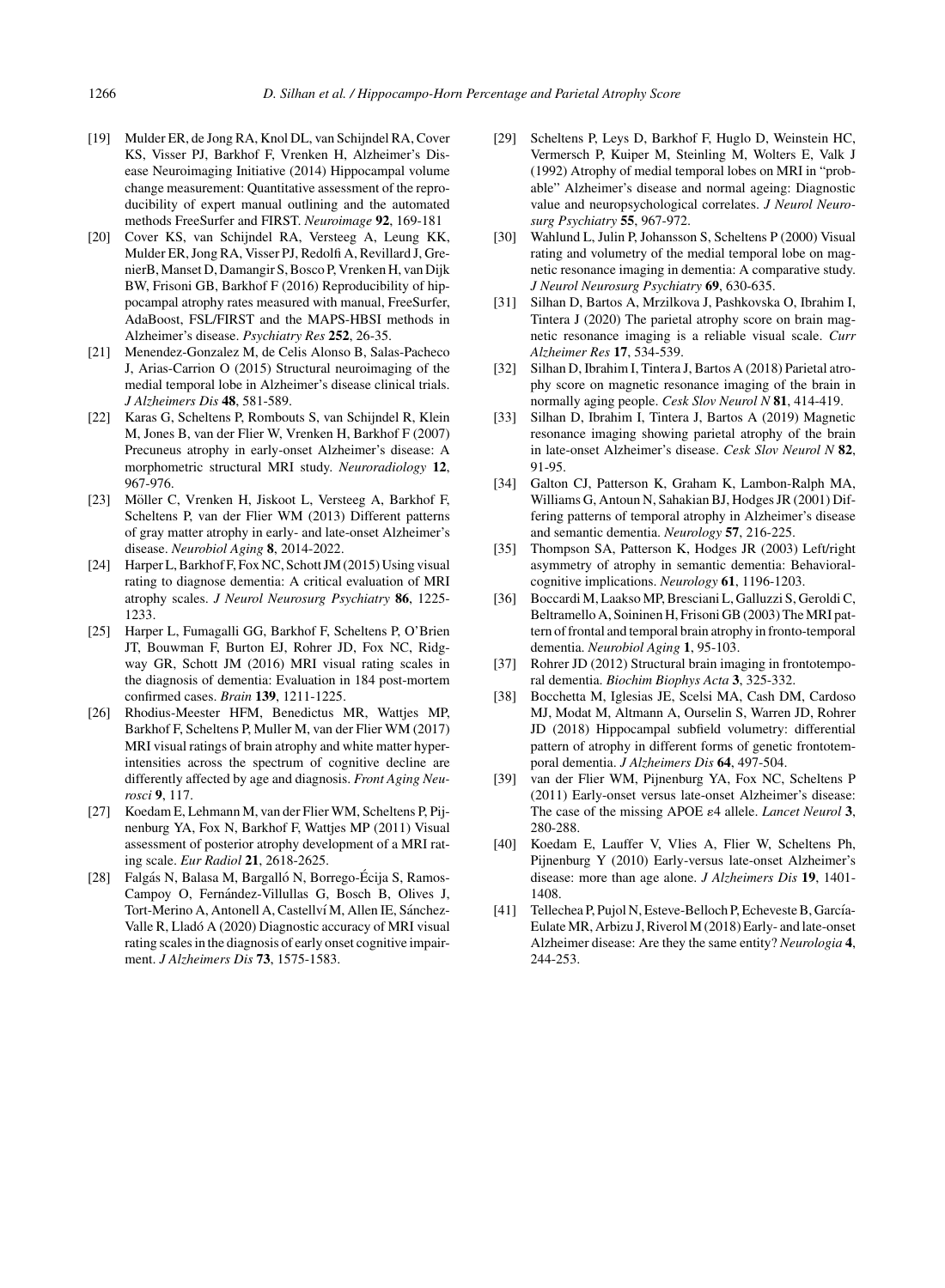[19] Mulder ER, de Jong RA, Knol DL, van Schijndel RA, Cover KS, Visser PJ, Barkhof F, Vrenken H, Alzheimer's Disease Neuroimaging Initiative (2014) Hippocampal volume change measurement: Quantitative assessment of the reproducibility of expert manual outlining and the automated methods FreeSurfer and FIRST. *Neuroimage* **92**, 169-181

[20] Cover KS, van Schijndel RA, Versteeg A, Leung KK, Mulder ER, Jong RA, Visser PJ, Redolfi A, Revillard J, GrenierB, Manset D, Damangir S, Bosco P, Vrenken H, van Dijk BW, Frisoni GB, Barkhof F (2016) Reproducibility of hippocampal atrophy rates measured with manual, FreeSurfer, AdaBoost, FSL/FIRST and the MAPS-HBSI methods in Alzheimer's disease. *Psychiatry Res* **252**, 26-35.

[21] Menendez-Gonzalez M, de Celis Alonso B, Salas-Pacheco J, Arias-Carrion O (2015) Structural neuroimaging of the medial temporal lobe in Alzheimer's disease clinical trials. *J Alzheimers Dis* **48**, 581-589.

[22] Karas G, Scheltens P, Rombouts S, van Schijndel R, Klein M, Jones B, van der Flier W, Vrenken H, Barkhof F (2007) Precuneus atrophy in early-onset Alzheimer's disease: A morphometric structural MRI study. *Neuroradiology* **12**, 967-976.

[23] Möller C, Vrenken H, Jiskoot L, Versteeg A, Barkhof F, Scheltens P, van der Flier WM (2013) Different patterns of gray matter atrophy in early- and late-onset Alzheimer's disease. *Neurobiol Aging* **8**, 2014-2022.

[24] Harper L, Barkhof F, Fox NC, Schott JM (2015) Using visual rating to diagnose dementia: A critical evaluation of MRI atrophy scales. *J Neurol Neurosurg Psychiatry* **86**, 1225-1233.

[25] Harper L, Fumagalli GG, Barkhof F, Scheltens P, O'Brien JT, Bouwman F, Burton EJ, Rohrer JD, Fox NC, Ridgway GR, Schott JM (2016) MRI visual rating scales in the diagnosis of dementia: Evaluation in 184 post-mortem confirmed cases. *Brain* **139**, 1211-1225.

[26] Rhodius-Meester HFM, Benedictus MR, Wattjes MP, Barkhof F, Scheltens P, Muller M, van der Flier WM (2017) MRI visual ratings of brain atrophy and white matter hyperintensities across the spectrum of cognitive decline are differently affected by age and diagnosis. *Front Aging Neurosci* **9**, 117.

[27] Koedam E, Lehmann M, van der Flier WM, Scheltens P, Pijnenburg YA, Fox N, Barkhof F, Wattjes MP (2011) Visual assessment of posterior atrophy development of a MRI rating scale. *Eur Radiol* **21**, 2618-2625.

[28] Falgás N, Balasa M, Bargalló N, Borrego-Écija S, Ramos-Campoy O, Fernández-Villullas G, Bosch B, Olives J, Tort-Merino A, Antonell A, Castellví M, Allen IE, Sánchez-Valle R, Lladó A (2020) Diagnostic accuracy of MRI visual rating scales in the diagnosis of early onset cognitive impairment. *J Alzheimers Dis* **73**, 1575-1583.

[29] Scheltens P, Leys D, Barkhof F, Huglo D, Weinstein HC, Vermersch P, Kuiper M, Steinling M, Wolters E, Valk J (1992) Atrophy of medial temporal lobes on MRI in "probable" Alzheimer's disease and normal ageing: Diagnostic value and neuropsychological correlates. *J Neurol Neurosurg Psychiatry* **55**, 967-972.

[30] Wahlund L, Julin P, Johansson S, Scheltens P (2000) Visual rating and volumetry of the medial temporal lobe on magnetic resonance imaging in dementia: A comparative study. *J Neurol Neurosurg Psychiatry* **69**, 630-635.

[31] Silhan D, Bartos A, Mrzilkova J, Pashkovska O, Ibrahim I, Tintera J (2020) The parietal atrophy score on brain magnetic resonance imaging is a reliable visual scale. *Curr Alzheimer Res* **17**, 534-539.

[32] Silhan D, Ibrahim I, Tintera J, Bartos A (2018) Parietal atrophy score on magnetic resonance imaging of the brain in normally aging people. *Cesk Slov Neurol N* **81**, 414-419.

[33] Silhan D, Ibrahim I, Tintera J, Bartos A (2019) Magnetic resonance imaging showing parietal atrophy of the brain in late-onset Alzheimer's disease. *Cesk Slov Neurol N* **82**, 91-95.

[34] Galton CJ, Patterson K, Graham K, Lambon-Ralph MA, Williams G, Antoun N, Sahakian BJ, Hodges JR (2001) Differing patterns of temporal atrophy in Alzheimer's disease and semantic dementia. *Neurology* **57**, 216-225.

[35] Thompson SA, Patterson K, Hodges JR (2003) Left/right asymmetry of atrophy in semantic dementia: Behavioral-cognitive implications. *Neurology* **61**, 1196-1203.

[36] Boccardi M, Laakso MP, Bresciani L, Galluzzi S, Geroldi C, Beltramello A, Soininen H, Frisoni GB (2003) The MRI pattern of frontal and temporal brain atrophy in fronto-temporal dementia. *Neurobiol Aging* **1**, 95-103.

[37] Rohrer JD (2012) Structural brain imaging in frontotemporal dementia. *Biochim Biophys Acta* **3**, 325-332.

[38] Bocchetta M, Iglesias JE, Scelsi MA, Cash DM, Cardoso MJ, Modat M, Altmann A, Ourselin S, Warren JD, Rohrer JD (2018) Hippocampal subfield volumetry: differential pattern of atrophy in different forms of genetic frontotemporal dementia. *J Alzheimers Dis* **64**, 497-504.

[39] van der Flier WM, Pijnenburg YA, Fox NC, Scheltens P (2011) Early-onset versus late-onset Alzheimer's disease: The case of the missing APOE ε4 allele. *Lancet Neurol* **3**, 280-288.

[40] Koedam E, Lauffer V, Vlies A, Flier W, Scheltens Ph, Pijnenburg Y (2010) Early-versus late-onset Alzheimer's disease: more than age alone. *J Alzheimers Dis* **19**, 1401-1408.

[41] Tellechea P, Pujol N, Esteve-Belloch P, Echeveste B, García-Eulate MR, Arbizu J, Riverol M (2018) Early- and late-onset Alzheimer disease: Are they the same entity? *Neurologia* **4**, 244-253.